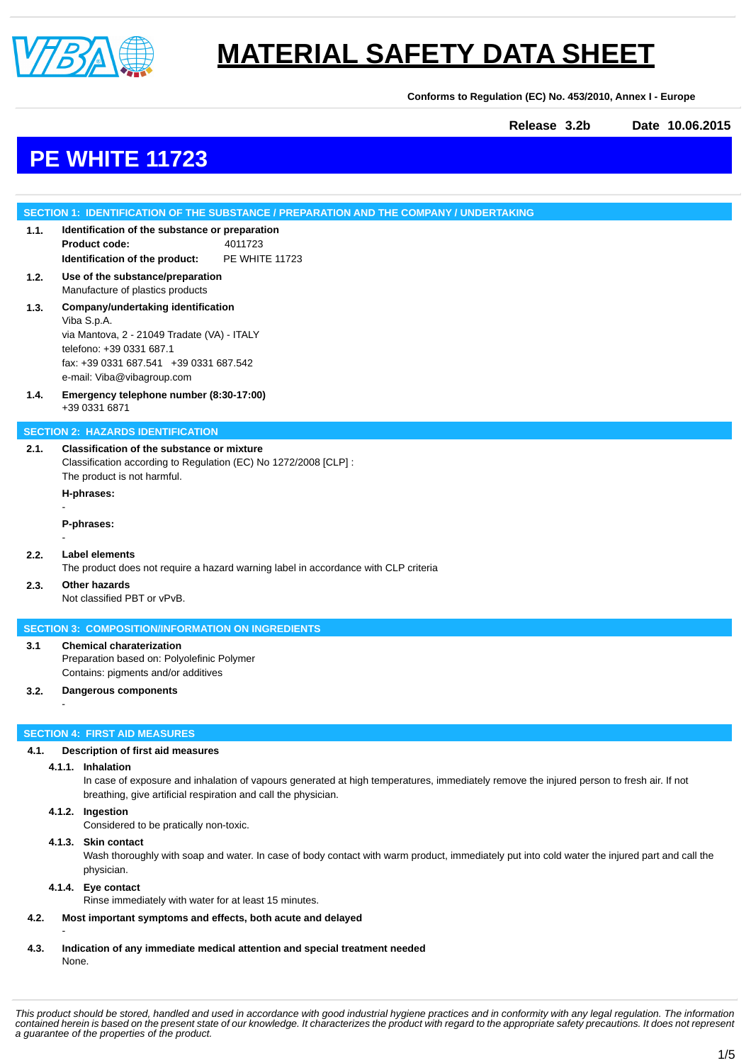# MATERIAL SAFETY DATA SHEET

**Conforms to Regulation (EC) No. 453/2010, Annex I - Europe**

**Release 3.2b** **Date 10.06.2015**

# PE WHITE 11723

## SECTION 1: IDENTIFICATION OF THE SUBSTANCE / PREPARATION AND THE COMPANY / UNDERTAKING

**1.1. Identification of the substance or preparation**

**Product code:** 4011723

**Identification of the product:** PE WHITE 11723

**1.2. Use of the substance/preparation**

Manufacture of plastics products

**1.3. Company/undertaking identification**

Viba S.p.A.
via Mantova, 2 - 21049 Tradate (VA) - ITALY
telefono: +39 0331 687.1
fax: +39 0331 687.541 +39 0331 687.542
e-mail: Viba@vibagroup.com

**1.4. Emergency telephone number (8:30-17:00)**

+39 0331 6871

## SECTION 2: HAZARDS IDENTIFICATION

**2.1. Classification of the substance or mixture**

Classification according to Regulation (EC) No 1272/2008 [CLP] :
The product is not harmful.

**H-phrases:**

-

**P-phrases:**

-

**2.2. Label elements**

The product does not require a hazard warning label in accordance with CLP criteria

**2.3. Other hazards**

Not classified PBT or vPvB.

## SECTION 3: COMPOSITION/INFORMATION ON INGREDIENTS

**3.1 Chemical charaterization**

Preparation based on: Polyolefinic Polymer
Contains: pigments and/or additives

**3.2. Dangerous components**

-

## SECTION 4: FIRST AID MEASURES

**4.1. Description of first aid measures**

**4.1.1. Inhalation**

In case of exposure and inhalation of vapours generated at high temperatures, immediately remove the injured person to fresh air. If not breathing, give artificial respiration and call the physician.

**4.1.2. Ingestion**

Considered to be pratically non-toxic.

**4.1.3. Skin contact**

Wash thoroughly with soap and water. In case of body contact with warm product, immediately put into cold water the injured part and call the physician.

**4.1.4. Eye contact**

Rinse immediately with water for at least 15 minutes.

**4.2. Most important symptoms and effects, both acute and delayed**

-

**4.3. Indication of any immediate medical attention and special treatment needed**

None.

*This product should be stored, handled and used in accordance with good industrial hygiene practices and in conformity with any legal regulation. The information contained herein is based on the present state of our knowledge. It characterizes the product with regard to the appropriate safety precautions. It does not represent a guarantee of the properties of the product.*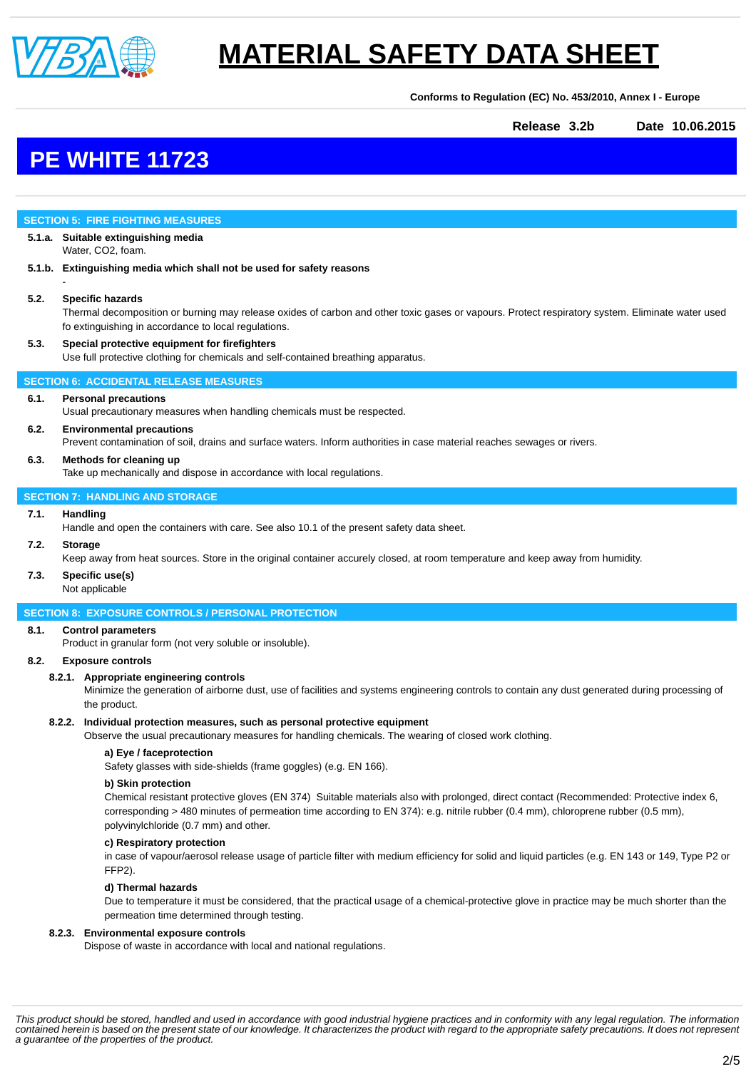# MATERIAL SAFETY DATA SHEET

**Conforms to Regulation (EC) No. 453/2010, Annex I - Europe**

**Release 3.2b** **Date 10.06.2015**

# PE WHITE 11723

## SECTION 5: FIRE FIGHTING MEASURES

**5.1.a. Suitable extinguishing media**
Water, CO2, foam.

**5.1.b. Extinguishing media which shall not be used for safety reasons**
-

**5.2. Specific hazards**
Thermal decomposition or burning may release oxides of carbon and other toxic gases or vapours. Protect respiratory system. Eliminate water used fo extinguishing in accordance to local regulations.

**5.3. Special protective equipment for firefighters**
Use full protective clothing for chemicals and self-contained breathing apparatus.

## SECTION 6: ACCIDENTAL RELEASE MEASURES

**6.1. Personal precautions**
Usual precautionary measures when handling chemicals must be respected.

**6.2. Environmental precautions**
Prevent contamination of soil, drains and surface waters. Inform authorities in case material reaches sewages or rivers.

**6.3. Methods for cleaning up**
Take up mechanically and dispose in accordance with local regulations.

## SECTION 7: HANDLING AND STORAGE

**7.1. Handling**
Handle and open the containers with care. See also 10.1 of the present safety data sheet.

**7.2. Storage**
Keep away from heat sources. Store in the original container accurely closed, at room temperature and keep away from humidity.

**7.3. Specific use(s)**
Not applicable

## SECTION 8: EXPOSURE CONTROLS / PERSONAL PROTECTION

**8.1. Control parameters**
Product in granular form (not very soluble or insoluble).

**8.2. Exposure controls**

**8.2.1. Appropriate engineering controls**
Minimize the generation of airborne dust, use of facilities and systems engineering controls to contain any dust generated during processing of the product.

**8.2.2. Individual protection measures, such as personal protective equipment**
Observe the usual precautionary measures for handling chemicals. The wearing of closed work clothing.

**a) Eye / faceprotection**
Safety glasses with side-shields (frame goggles) (e.g. EN 166).

**b) Skin protection**
Chemical resistant protective gloves (EN 374) Suitable materials also with prolonged, direct contact (Recommended: Protective index 6, corresponding > 480 minutes of permeation time according to EN 374): e.g. nitrile rubber (0.4 mm), chloroprene rubber (0.5 mm), polyvinylchloride (0.7 mm) and other.

**c) Respiratory protection**
in case of vapour/aerosol release usage of particle filter with medium efficiency for solid and liquid particles (e.g. EN 143 or 149, Type P2 or FFP2).

**d) Thermal hazards**
Due to temperature it must be considered, that the practical usage of a chemical-protective glove in practice may be much shorter than the permeation time determined through testing.

**8.2.3. Environmental exposure controls**
Dispose of waste in accordance with local and national regulations.

*This product should be stored, handled and used in accordance with good industrial hygiene practices and in conformity with any legal regulation. The information contained herein is based on the present state of our knowledge. It characterizes the product with regard to the appropriate safety precautions. It does not represent a guarantee of the properties of the product.*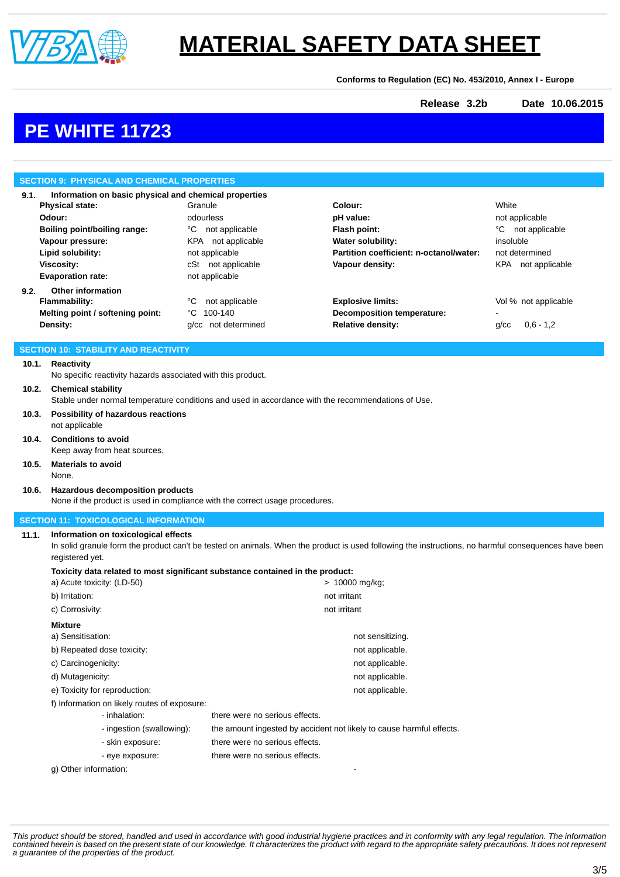# MATERIAL SAFETY DATA SHEET

**Conforms to Regulation (EC) No. 453/2010, Annex I - Europe**

**Release 3.2b** **Date 10.06.2015**

# PE WHITE 11723

## SECTION 9: PHYSICAL AND CHEMICAL PROPERTIES

**9.1. Information on basic physical and chemical properties**

| | | | |
|---|---|---|---|
| **Physical state:** | Granule | **Colour:** | White |
| **Odour:** | odourless | **pH value:** | not applicable |
| **Boiling point/boiling range:** | °C not applicable | **Flash point:** | °C not applicable |
| **Vapour pressure:** | KPA not applicable | **Water solubility:** | insoluble |
| **Lipid solubility:** | not applicable | **Partition coefficient: n-octanol/water:** | not determined |
| **Viscosity:** | cSt not applicable | **Vapour density:** | KPA not applicable |
| **Evaporation rate:** | not applicable | | |

**9.2. Other information**

| | | | |
|---|---|---|---|
| **Flammability:** | °C not applicable | **Explosive limits:** | Vol % not applicable |
| **Melting point / softening point:** | °C 100-140 | **Decomposition temperature:** | - |
| **Density:** | g/cc not determined | **Relative density:** | g/cc 0,6 - 1,2 |

## SECTION 10: STABILITY AND REACTIVITY

**10.1. Reactivity**
No specific reactivity hazards associated with this product.

**10.2. Chemical stability**
Stable under normal temperature conditions and used in accordance with the recommendations of Use.

**10.3. Possibility of hazardous reactions**
not applicable

**10.4. Conditions to avoid**
Keep away from heat sources.

**10.5. Materials to avoid**
None.

**10.6. Hazardous decomposition products**
None if the product is used in compliance with the correct usage procedures.

## SECTION 11: TOXICOLOGICAL INFORMATION

**11.1. Information on toxicological effects**
In solid granule form the product can't be tested on animals. When the product is used following the instructions, no harmful consequences have been registered yet.

**Toxicity data related to most significant substance contained in the product:**

| | |
|---|---|
| a) Acute toxicity: (LD-50) | > 10000 mg/kg; |
| b) Irritation: | not irritant |
| c) Corrosivity: | not irritant |

**Mixture**

| | |
|---|---|
| a) Sensitisation: | not sensitizing. |
| b) Repeated dose toxicity: | not applicable. |
| c) Carcinogenicity: | not applicable. |
| d) Mutagenicity: | not applicable. |
| e) Toxicity for reproduction: | not applicable. |

f) Information on likely routes of exposure:

| | |
|---|---|
| - inhalation: | there were no serious effects. |
| - ingestion (swallowing): | the amount ingested by accident not likely to cause harmful effects. |
| - skin exposure: | there were no serious effects. |
| - eye exposure: | there were no serious effects. |

g) Other information: -

*This product should be stored, handled and used in accordance with good industrial hygiene practices and in conformity with any legal regulation. The information contained herein is based on the present state of our knowledge. It characterizes the product with regard to the appropriate safety precautions. It does not represent a guarantee of the properties of the product.*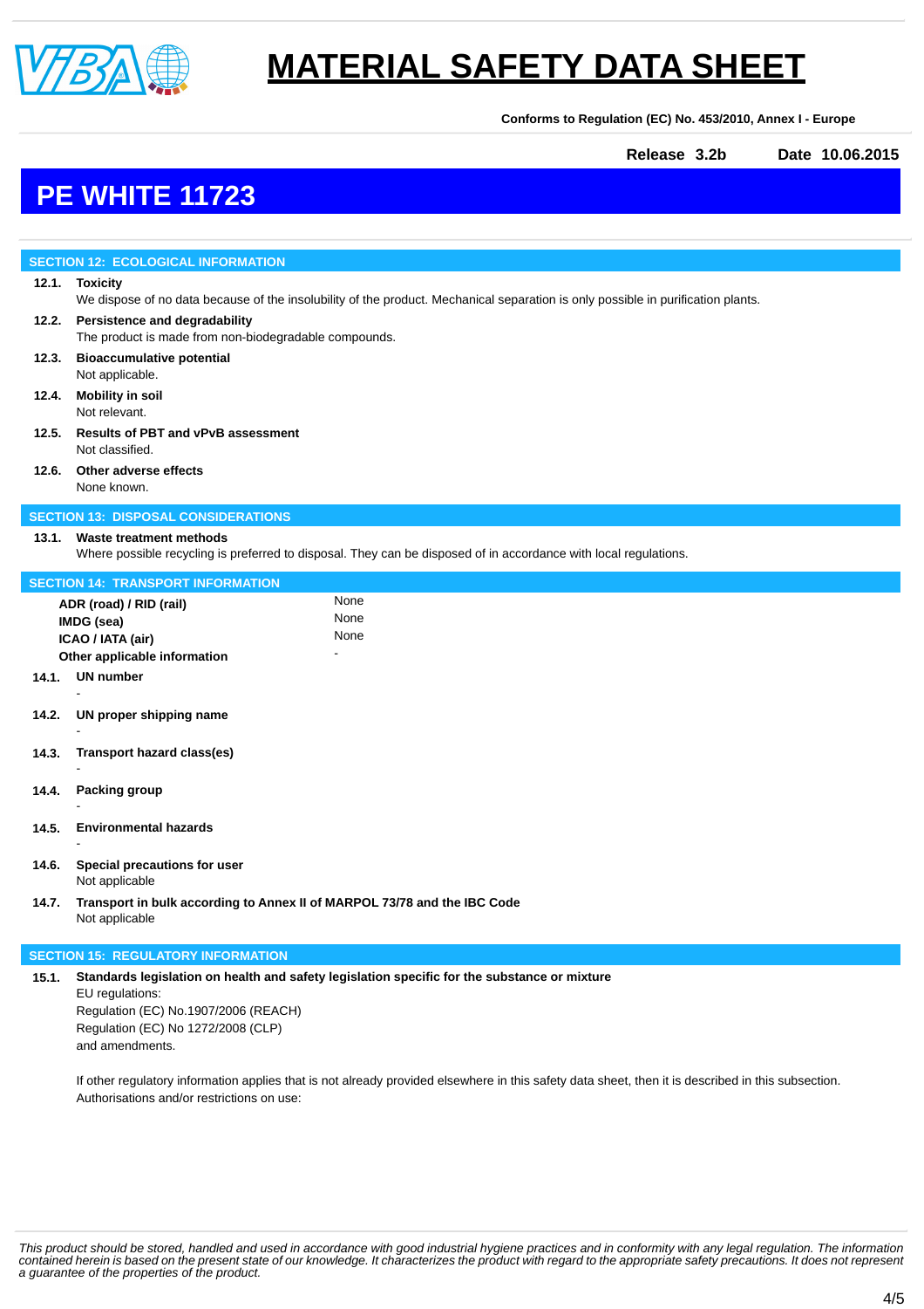# MATERIAL SAFETY DATA SHEET

**Conforms to Regulation (EC) No. 453/2010, Annex I - Europe**

**Release 3.2b** **Date 10.06.2015**

# PE WHITE 11723

## SECTION 12: ECOLOGICAL INFORMATION

**12.1. Toxicity**
We dispose of no data because of the insolubility of the product. Mechanical separation is only possible in purification plants.

**12.2. Persistence and degradability**
The product is made from non-biodegradable compounds.

**12.3. Bioaccumulative potential**
Not applicable.

**12.4. Mobility in soil**
Not relevant.

**12.5. Results of PBT and vPvB assessment**
Not classified.

**12.6. Other adverse effects**
None known.

## SECTION 13: DISPOSAL CONSIDERATIONS

**13.1. Waste treatment methods**
Where possible recycling is preferred to disposal. They can be disposed of in accordance with local regulations.

## SECTION 14: TRANSPORT INFORMATION

| | |
|---|---|
| **ADR (road) / RID (rail)** | None |
| **IMDG (sea)** | None |
| **ICAO / IATA (air)** | None |
| **Other applicable information** | - |

**14.1. UN number**
-

**14.2. UN proper shipping name**
-

**14.3. Transport hazard class(es)**
-

**14.4. Packing group**
-

**14.5. Environmental hazards**
-

**14.6. Special precautions for user**
Not applicable

**14.7. Transport in bulk according to Annex II of MARPOL 73/78 and the IBC Code**
Not applicable

## SECTION 15: REGULATORY INFORMATION

**15.1. Standards legislation on health and safety legislation specific for the substance or mixture**
EU regulations:
Regulation (EC) No.1907/2006 (REACH)
Regulation (EC) No 1272/2008 (CLP)
and amendments.

If other regulatory information applies that is not already provided elsewhere in this safety data sheet, then it is described in this subsection.
Authorisations and/or restrictions on use:

*This product should be stored, handled and used in accordance with good industrial hygiene practices and in conformity with any legal regulation. The information contained herein is based on the present state of our knowledge. It characterizes the product with regard to the appropriate safety precautions. It does not represent a guarantee of the properties of the product.*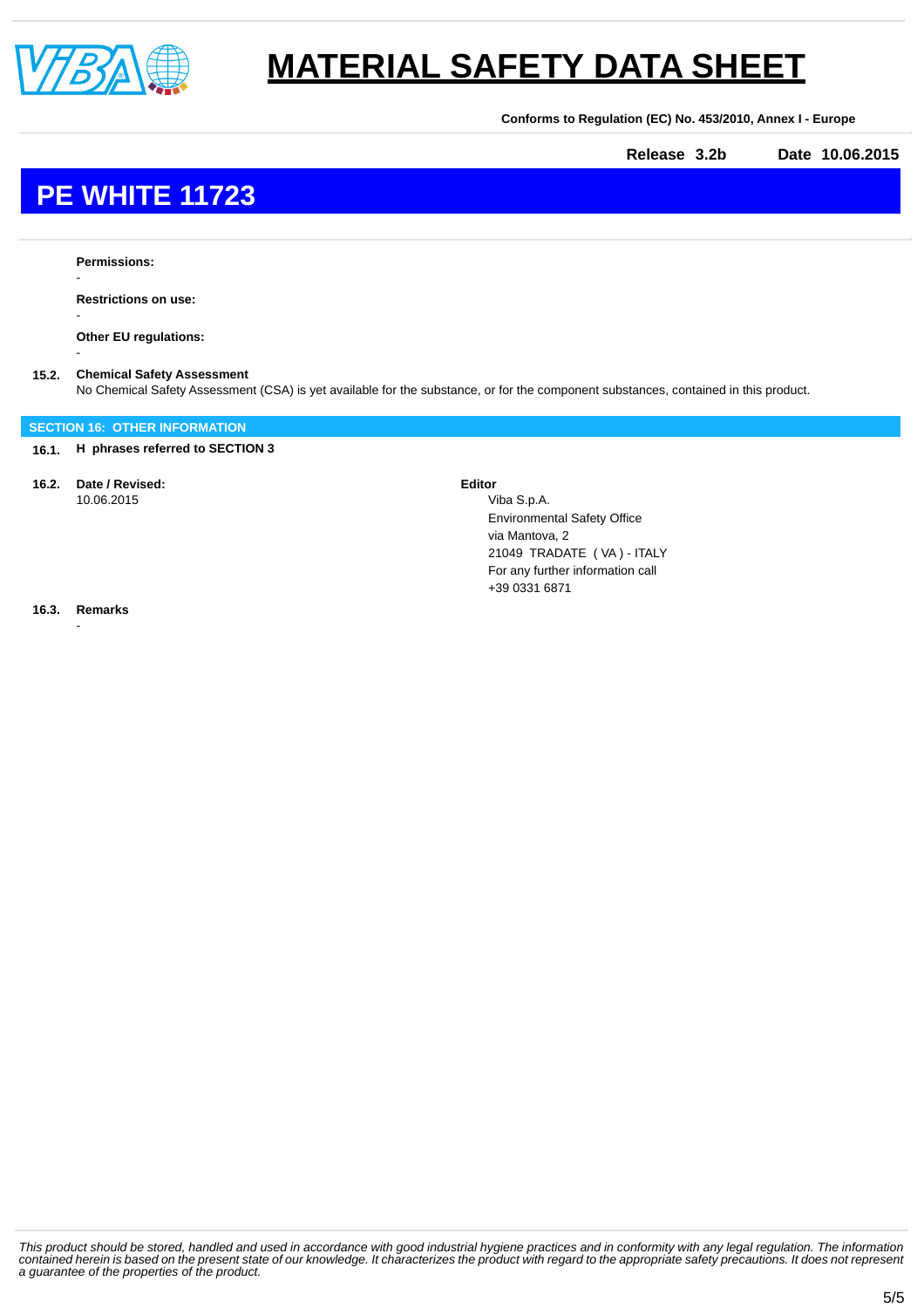# MATERIAL SAFETY DATA SHEET

**Conforms to Regulation (EC) No. 453/2010, Annex I - Europe**

**Release 3.2b** **Date 10.06.2015**

## PE WHITE 11723

**Permissions:**

-

**Restrictions on use:**

-

**Other EU regulations:**

-

**15.2. Chemical Safety Assessment**

No Chemical Safety Assessment (CSA) is yet available for the substance, or for the component substances, contained in this product.

## SECTION 16: OTHER INFORMATION

**16.1. H phrases referred to SECTION 3**

**16.2. Date / Revised:**

10.06.2015

**Editor**

Viba S.p.A.
Environmental Safety Office
via Mantova, 2
21049 TRADATE ( VA ) - ITALY
For any further information call
+39 0331 6871

**16.3. Remarks**

-

*This product should be stored, handled and used in accordance with good industrial hygiene practices and in conformity with any legal regulation. The information contained herein is based on the present state of our knowledge. It characterizes the product with regard to the appropriate safety precautions. It does not represent a guarantee of the properties of the product.*